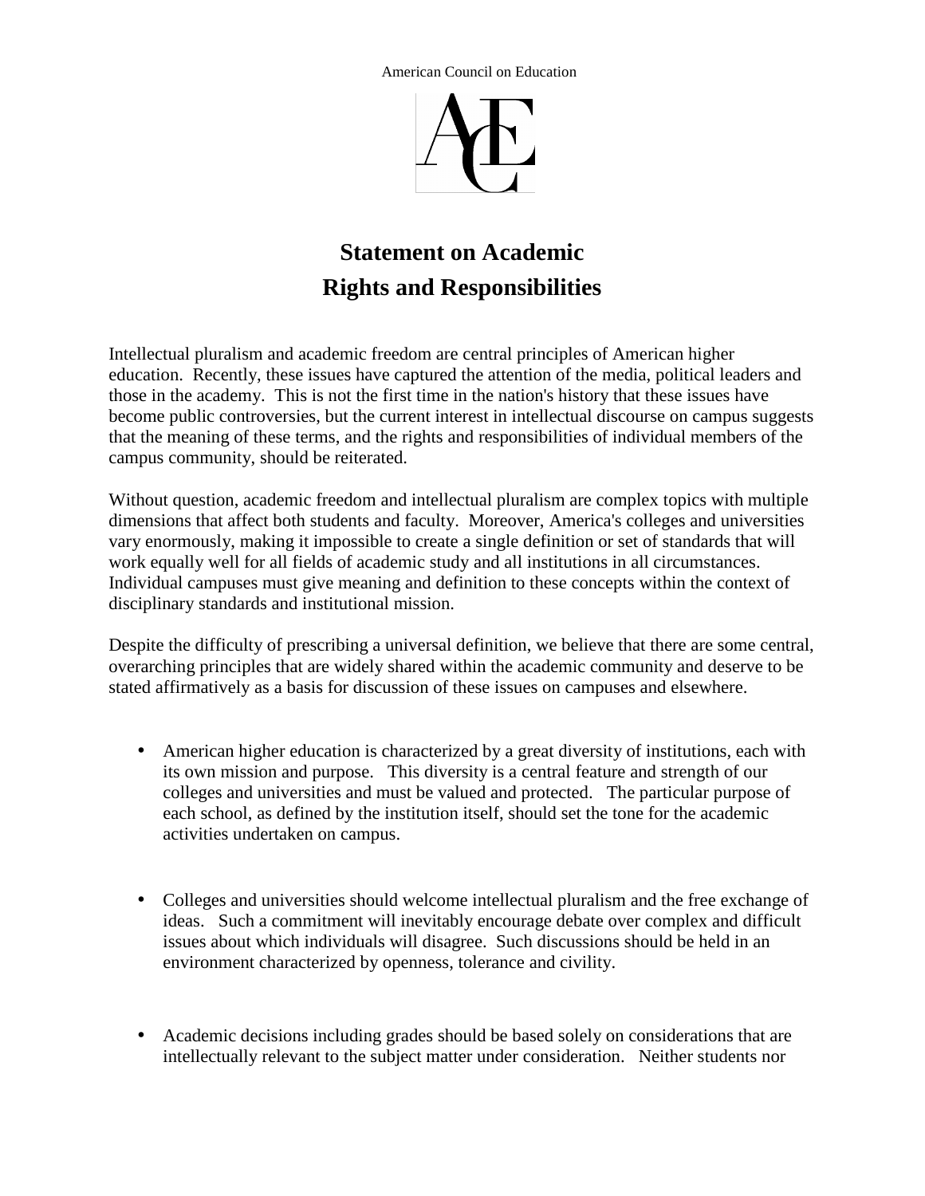American Council on Education

# Statement on Academic Rights and Responsibilities

Intellectual pluralism and academic freedom are central principles of American higher education. Recently, these issues have captured the attention of the media, political leaders and those in the academy. This is not the first time in the nation's history that these issues have become public controversies, but the current interest in intellectual discourse on campus suggests that the meaning of these terms, and the rights and responsibilities of individual members of the campus community, should be reiterated.

Without question, academic freedom and intellectual pluralism are complex topics with multiple dimensions that affect both students and faculty. Moreover, America's colleges and universities vary enormously, making it impossible to create a single definition or set of standards that will work equally well for all fields of academic study and all institutions in all circumstances. Individual campuses must give meaning and definition to these concepts within the context of disciplinary standards and institutional mission.

Despite the difficulty of prescribing a universal definition, we believe that there are some central, overarching principles that are widely shared within the academic community and deserve to be stated affirmatively as a basis for discussion of these issues on campuses and elsewhere.

- American higher education is characterized by a great diversity of institutions, each with its own mission and purpose. This diversity is a central feature and strength of our colleges and universities and must be valued and protected. The particular purpose of each school, as defined by the institution itself, should set the tone for the academic activities undertaken on campus.

- Colleges and universities should welcome intellectual pluralism and the free exchange of ideas. Such a commitment will inevitably encourage debate over complex and difficult issues about which individuals will disagree. Such discussions should be held in an environment characterized by openness, tolerance and civility.

- Academic decisions including grades should be based solely on considerations that are intellectually relevant to the subject matter under consideration. Neither students nor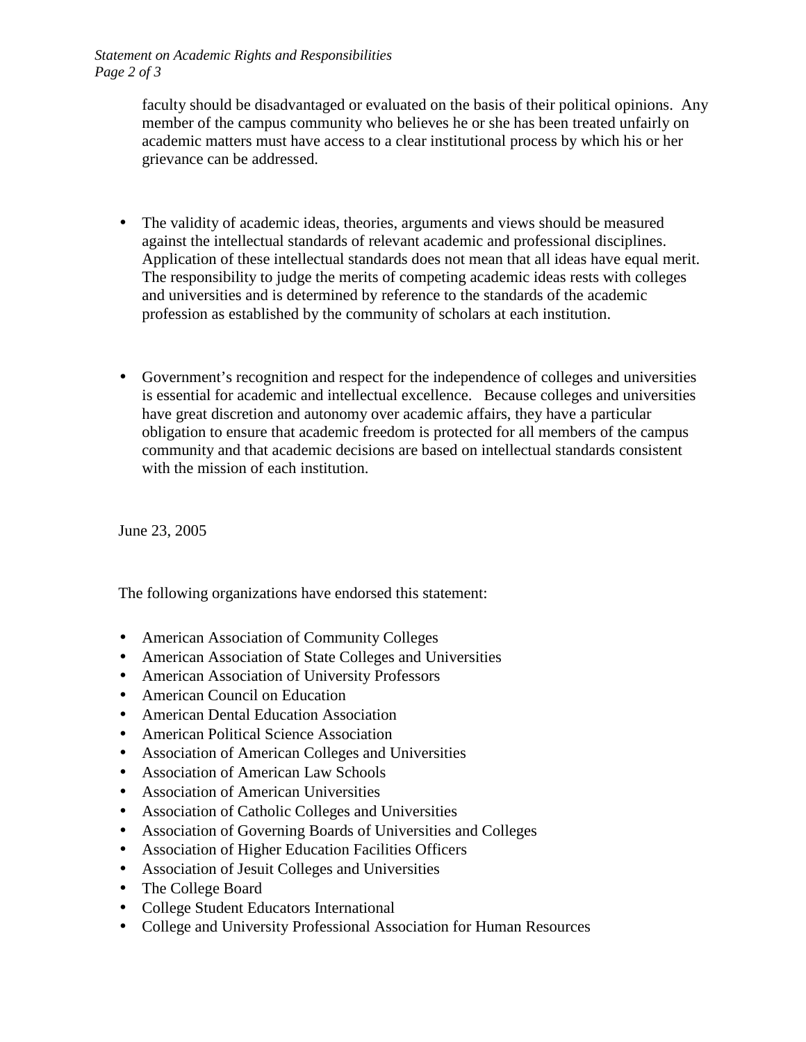faculty should be disadvantaged or evaluated on the basis of their political opinions. Any member of the campus community who believes he or she has been treated unfairly on academic matters must have access to a clear institutional process by which his or her grievance can be addressed.

- The validity of academic ideas, theories, arguments and views should be measured against the intellectual standards of relevant academic and professional disciplines. Application of these intellectual standards does not mean that all ideas have equal merit. The responsibility to judge the merits of competing academic ideas rests with colleges and universities and is determined by reference to the standards of the academic profession as established by the community of scholars at each institution.

- Government's recognition and respect for the independence of colleges and universities is essential for academic and intellectual excellence. Because colleges and universities have great discretion and autonomy over academic affairs, they have a particular obligation to ensure that academic freedom is protected for all members of the campus community and that academic decisions are based on intellectual standards consistent with the mission of each institution.

June 23, 2005

The following organizations have endorsed this statement:

- American Association of Community Colleges
- American Association of State Colleges and Universities
- American Association of University Professors
- American Council on Education
- American Dental Education Association
- American Political Science Association
- Association of American Colleges and Universities
- Association of American Law Schools
- Association of American Universities
- Association of Catholic Colleges and Universities
- Association of Governing Boards of Universities and Colleges
- Association of Higher Education Facilities Officers
- Association of Jesuit Colleges and Universities
- The College Board
- College Student Educators International
- College and University Professional Association for Human Resources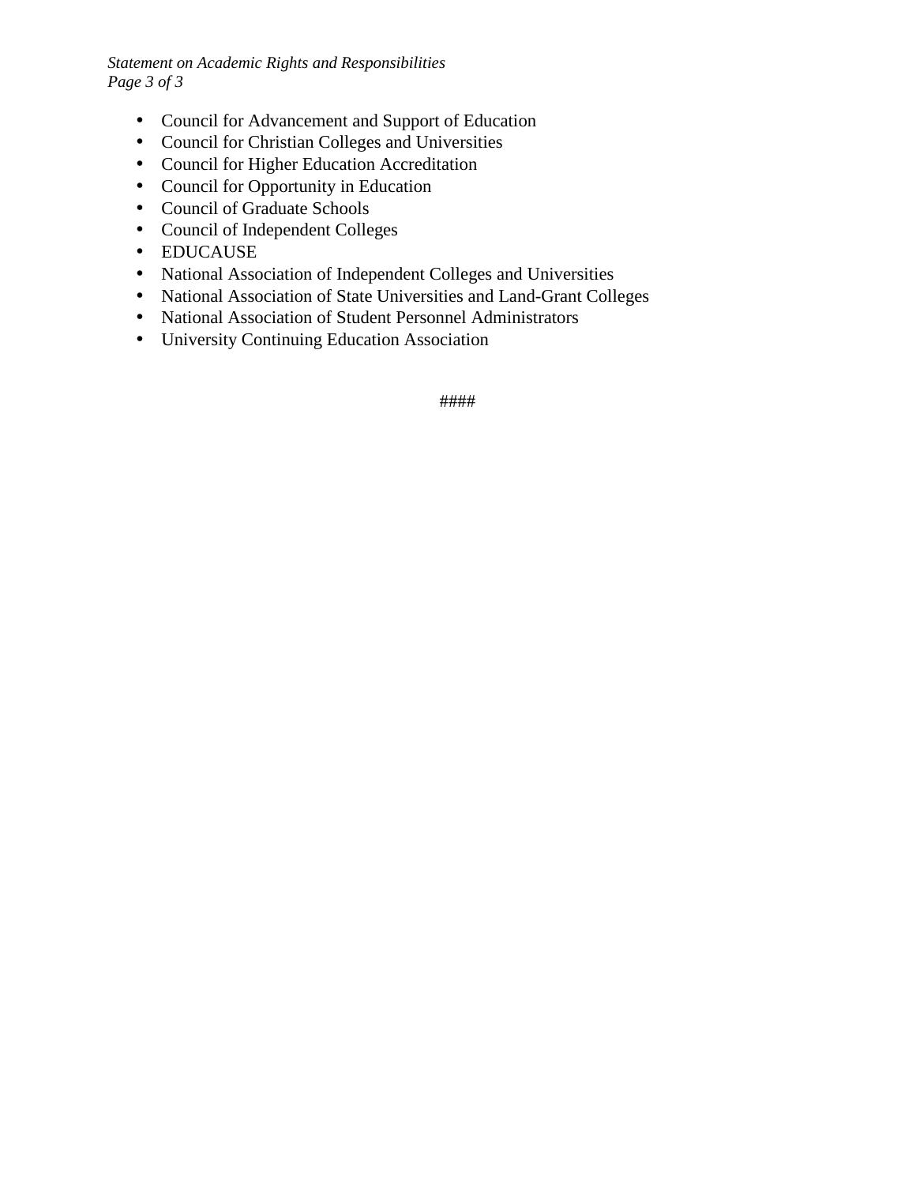- Council for Advancement and Support of Education
- Council for Christian Colleges and Universities
- Council for Higher Education Accreditation
- Council for Opportunity in Education
- Council of Graduate Schools
- Council of Independent Colleges
- EDUCAUSE
- National Association of Independent Colleges and Universities
- National Association of State Universities and Land-Grant Colleges
- National Association of Student Personnel Administrators
- University Continuing Education Association

####